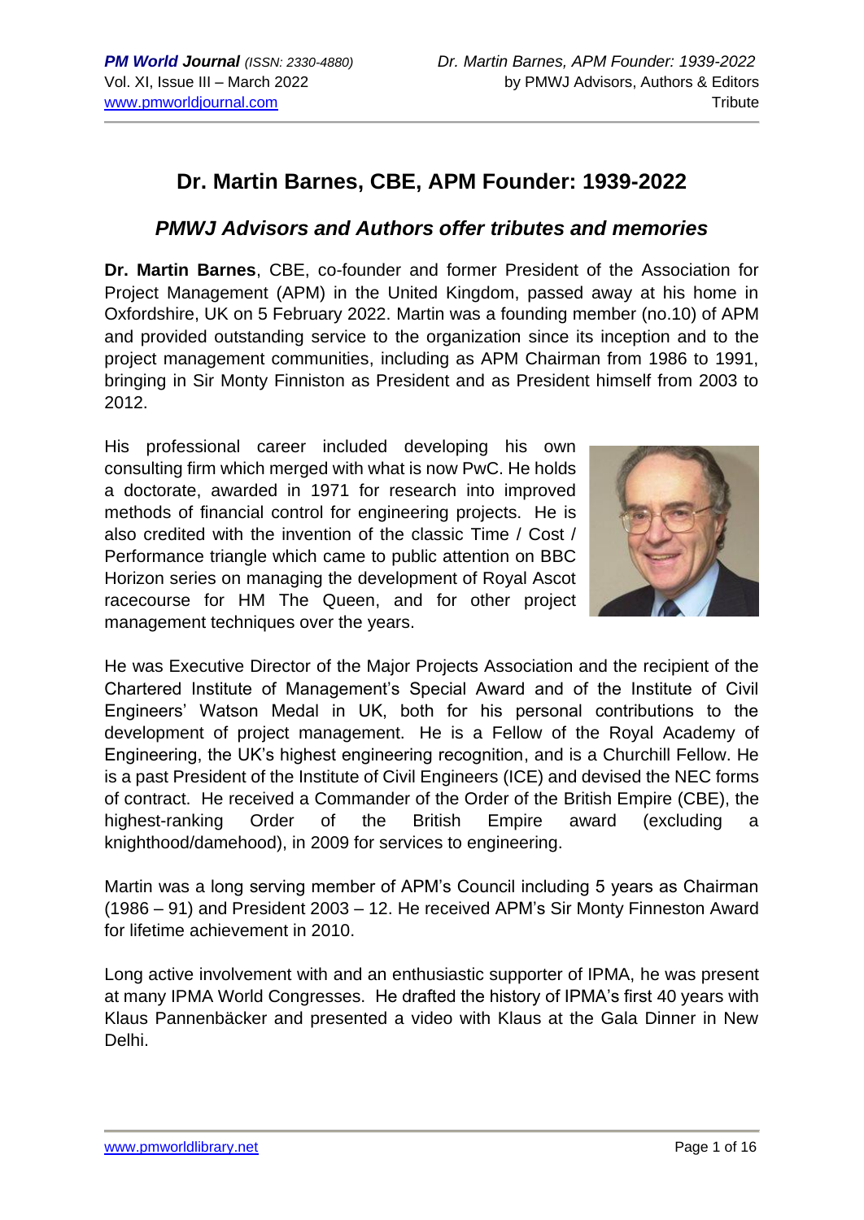# Dr. Martin Barnes, CBE, APM Founder: 1939-2022

## *PMWJ Advisors and Authors offer tributes and memories*

**Dr. Martin Barnes**, CBE, co-founder and former President of the Association for Project Management (APM) in the United Kingdom, passed away at his home in Oxfordshire, UK on 5 February 2022. Martin was a founding member (no.10) of APM and provided outstanding service to the organization since its inception and to the project management communities, including as APM Chairman from 1986 to 1991, bringing in Sir Monty Finniston as President and as President himself from 2003 to 2012.

His professional career included developing his own consulting firm which merged with what is now PwC. He holds a doctorate, awarded in 1971 for research into improved methods of financial control for engineering projects. He is also credited with the invention of the classic Time / Cost / Performance triangle which came to public attention on BBC Horizon series on managing the development of Royal Ascot racecourse for HM The Queen, and for other project management techniques over the years.

He was Executive Director of the Major Projects Association and the recipient of the Chartered Institute of Management's Special Award and of the Institute of Civil Engineers' Watson Medal in UK, both for his personal contributions to the development of project management. He is a Fellow of the Royal Academy of Engineering, the UK's highest engineering recognition, and is a Churchill Fellow. He is a past President of the Institute of Civil Engineers (ICE) and devised the NEC forms of contract. He received a Commander of the Order of the British Empire (CBE), the highest-ranking Order of the British Empire award (excluding a knighthood/damehood), in 2009 for services to engineering.

Martin was a long serving member of APM's Council including 5 years as Chairman (1986 – 91) and President 2003 – 12. He received APM's Sir Monty Finneston Award for lifetime achievement in 2010.

Long active involvement with and an enthusiastic supporter of IPMA, he was present at many IPMA World Congresses. He drafted the history of IPMA's first 40 years with Klaus Pannenbäcker and presented a video with Klaus at the Gala Dinner in New Delhi.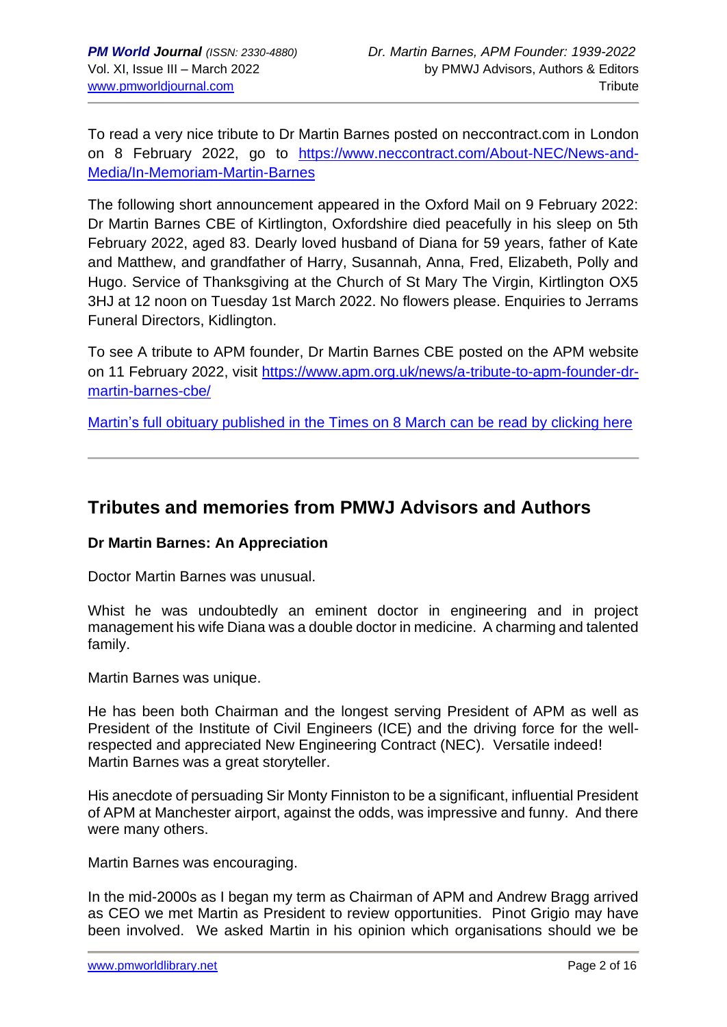To read a very nice tribute to Dr Martin Barnes posted on neccontract.com in London on 8 February 2022, go to https://www.neccontract.com/About-NEC/News-and-Media/In-Memoriam-Martin-Barnes

The following short announcement appeared in the Oxford Mail on 9 February 2022: Dr Martin Barnes CBE of Kirtlington, Oxfordshire died peacefully in his sleep on 5th February 2022, aged 83. Dearly loved husband of Diana for 59 years, father of Kate and Matthew, and grandfather of Harry, Susannah, Anna, Fred, Elizabeth, Polly and Hugo. Service of Thanksgiving at the Church of St Mary The Virgin, Kirtlington OX5 3HJ at 12 noon on Tuesday 1st March 2022. No flowers please. Enquiries to Jerrams Funeral Directors, Kidlington.

To see A tribute to APM founder, Dr Martin Barnes CBE posted on the APM website on 11 February 2022, visit https://www.apm.org.uk/news/a-tribute-to-apm-founder-dr-martin-barnes-cbe/

Martin's full obituary published in the Times on 8 March can be read by clicking here

---

## Tributes and memories from PMWJ Advisors and Authors

**Dr Martin Barnes: An Appreciation**

Doctor Martin Barnes was unusual.

Whist he was undoubtedly an eminent doctor in engineering and in project management his wife Diana was a double doctor in medicine. A charming and talented family.

Martin Barnes was unique.

He has been both Chairman and the longest serving President of APM as well as President of the Institute of Civil Engineers (ICE) and the driving force for the well-respected and appreciated New Engineering Contract (NEC). Versatile indeed! Martin Barnes was a great storyteller.

His anecdote of persuading Sir Monty Finniston to be a significant, influential President of APM at Manchester airport, against the odds, was impressive and funny. And there were many others.

Martin Barnes was encouraging.

In the mid-2000s as I began my term as Chairman of APM and Andrew Bragg arrived as CEO we met Martin as President to review opportunities. Pinot Grigio may have been involved. We asked Martin in his opinion which organisations should we be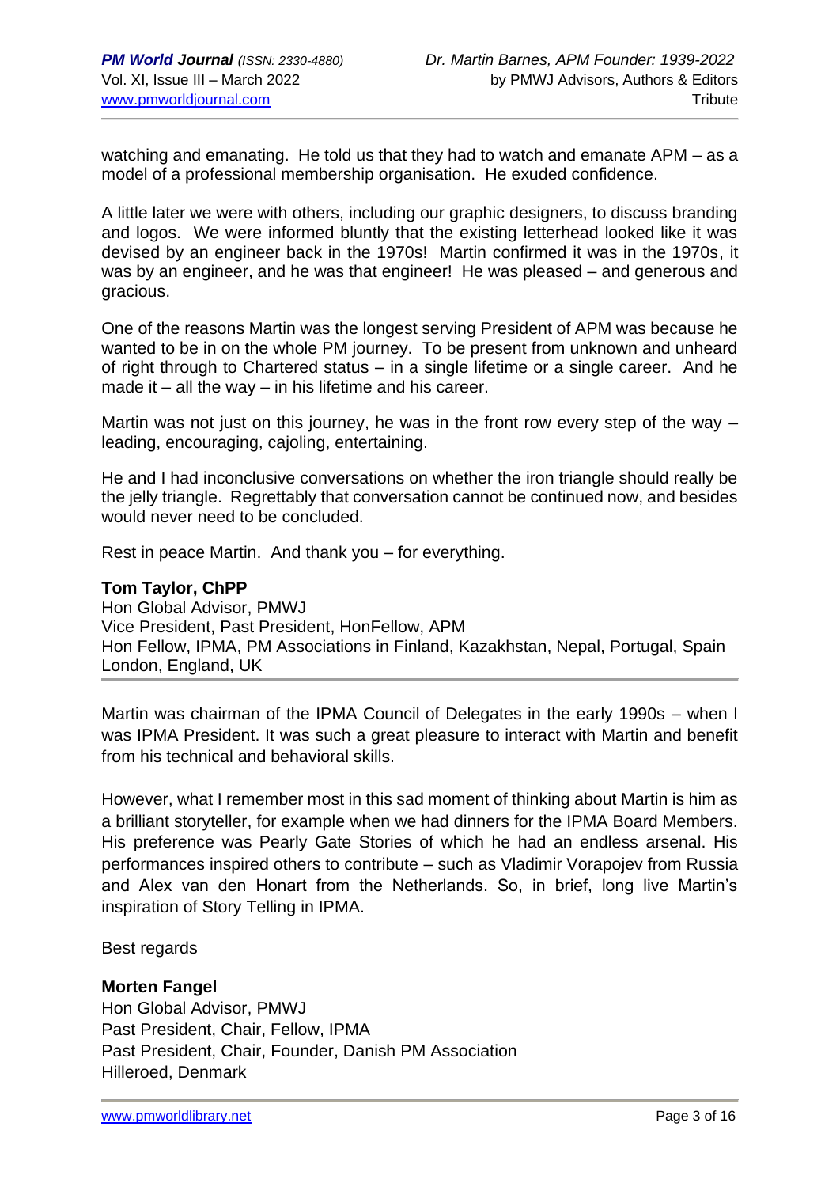watching and emanating. He told us that they had to watch and emanate APM – as a model of a professional membership organisation. He exuded confidence.

A little later we were with others, including our graphic designers, to discuss branding and logos. We were informed bluntly that the existing letterhead looked like it was devised by an engineer back in the 1970s! Martin confirmed it was in the 1970s, it was by an engineer, and he was that engineer! He was pleased – and generous and gracious.

One of the reasons Martin was the longest serving President of APM was because he wanted to be in on the whole PM journey. To be present from unknown and unheard of right through to Chartered status – in a single lifetime or a single career. And he made it – all the way – in his lifetime and his career.

Martin was not just on this journey, he was in the front row every step of the way – leading, encouraging, cajoling, entertaining.

He and I had inconclusive conversations on whether the iron triangle should really be the jelly triangle. Regrettably that conversation cannot be continued now, and besides would never need to be concluded.

Rest in peace Martin. And thank you – for everything.

**Tom Taylor, ChPP**
Hon Global Advisor, PMWJ
Vice President, Past President, HonFellow, APM
Hon Fellow, IPMA, PM Associations in Finland, Kazakhstan, Nepal, Portugal, Spain
London, England, UK

---

Martin was chairman of the IPMA Council of Delegates in the early 1990s – when I was IPMA President. It was such a great pleasure to interact with Martin and benefit from his technical and behavioral skills.

However, what I remember most in this sad moment of thinking about Martin is him as a brilliant storyteller, for example when we had dinners for the IPMA Board Members. His preference was Pearly Gate Stories of which he had an endless arsenal. His performances inspired others to contribute – such as Vladimir Vorapojev from Russia and Alex van den Honart from the Netherlands. So, in brief, long live Martin's inspiration of Story Telling in IPMA.

Best regards

**Morten Fangel**
Hon Global Advisor, PMWJ
Past President, Chair, Fellow, IPMA
Past President, Chair, Founder, Danish PM Association
Hilleroed, Denmark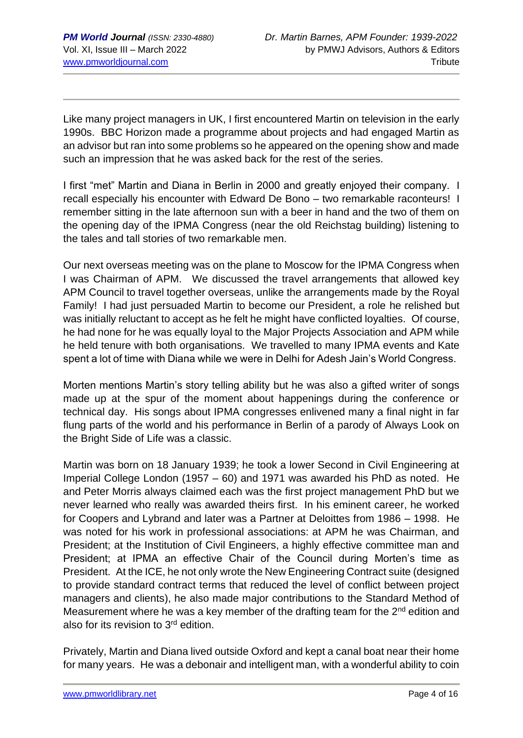Like many project managers in UK, I first encountered Martin on television in the early 1990s. BBC Horizon made a programme about projects and had engaged Martin as an advisor but ran into some problems so he appeared on the opening show and made such an impression that he was asked back for the rest of the series.

I first "met" Martin and Diana in Berlin in 2000 and greatly enjoyed their company. I recall especially his encounter with Edward De Bono – two remarkable raconteurs! I remember sitting in the late afternoon sun with a beer in hand and the two of them on the opening day of the IPMA Congress (near the old Reichstag building) listening to the tales and tall stories of two remarkable men.

Our next overseas meeting was on the plane to Moscow for the IPMA Congress when I was Chairman of APM. We discussed the travel arrangements that allowed key APM Council to travel together overseas, unlike the arrangements made by the Royal Family! I had just persuaded Martin to become our President, a role he relished but was initially reluctant to accept as he felt he might have conflicted loyalties. Of course, he had none for he was equally loyal to the Major Projects Association and APM while he held tenure with both organisations. We travelled to many IPMA events and Kate spent a lot of time with Diana while we were in Delhi for Adesh Jain's World Congress.

Morten mentions Martin's story telling ability but he was also a gifted writer of songs made up at the spur of the moment about happenings during the conference or technical day. His songs about IPMA congresses enlivened many a final night in far flung parts of the world and his performance in Berlin of a parody of Always Look on the Bright Side of Life was a classic.

Martin was born on 18 January 1939; he took a lower Second in Civil Engineering at Imperial College London (1957 – 60) and 1971 was awarded his PhD as noted. He and Peter Morris always claimed each was the first project management PhD but we never learned who really was awarded theirs first. In his eminent career, he worked for Coopers and Lybrand and later was a Partner at Deloittes from 1986 – 1998. He was noted for his work in professional associations: at APM he was Chairman, and President; at the Institution of Civil Engineers, a highly effective committee man and President; at IPMA an effective Chair of the Council during Morten's time as President. At the ICE, he not only wrote the New Engineering Contract suite (designed to provide standard contract terms that reduced the level of conflict between project managers and clients), he also made major contributions to the Standard Method of Measurement where he was a key member of the drafting team for the 2nd edition and also for its revision to 3rd edition.

Privately, Martin and Diana lived outside Oxford and kept a canal boat near their home for many years. He was a debonair and intelligent man, with a wonderful ability to coin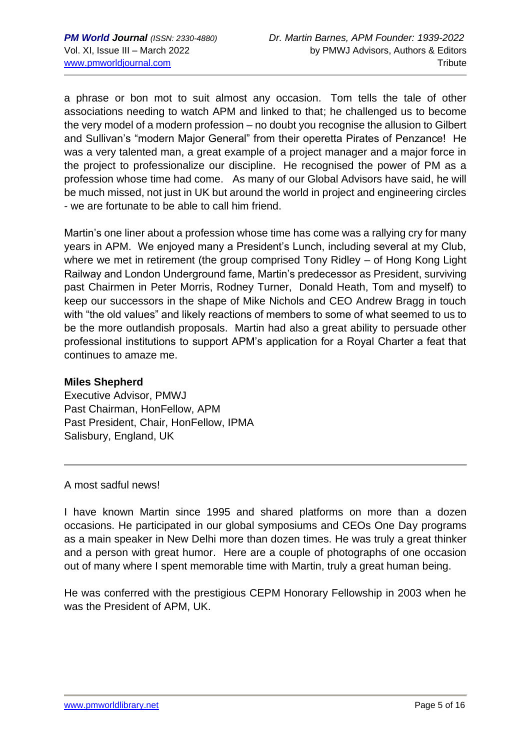a phrase or bon mot to suit almost any occasion. Tom tells the tale of other associations needing to watch APM and linked to that; he challenged us to become the very model of a modern profession – no doubt you recognise the allusion to Gilbert and Sullivan's "modern Major General" from their operetta Pirates of Penzance! He was a very talented man, a great example of a project manager and a major force in the project to professionalize our discipline. He recognised the power of PM as a profession whose time had come. As many of our Global Advisors have said, he will be much missed, not just in UK but around the world in project and engineering circles - we are fortunate to be able to call him friend.

Martin's one liner about a profession whose time has come was a rallying cry for many years in APM. We enjoyed many a President's Lunch, including several at my Club, where we met in retirement (the group comprised Tony Ridley – of Hong Kong Light Railway and London Underground fame, Martin's predecessor as President, surviving past Chairmen in Peter Morris, Rodney Turner, Donald Heath, Tom and myself) to keep our successors in the shape of Mike Nichols and CEO Andrew Bragg in touch with "the old values" and likely reactions of members to some of what seemed to us to be the more outlandish proposals. Martin had also a great ability to persuade other professional institutions to support APM's application for a Royal Charter a feat that continues to amaze me.

**Miles Shepherd**
Executive Advisor, PMWJ
Past Chairman, HonFellow, APM
Past President, Chair, HonFellow, IPMA
Salisbury, England, UK

---

A most sadful news!

I have known Martin since 1995 and shared platforms on more than a dozen occasions. He participated in our global symposiums and CEOs One Day programs as a main speaker in New Delhi more than dozen times. He was truly a great thinker and a person with great humor. Here are a couple of photographs of one occasion out of many where I spent memorable time with Martin, truly a great human being.

He was conferred with the prestigious CEPM Honorary Fellowship in 2003 when he was the President of APM, UK.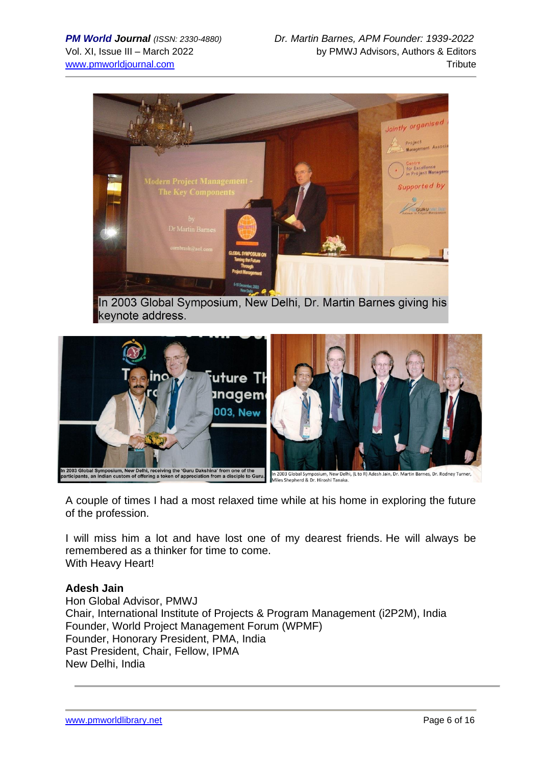In 2003 Global Symposium, New Delhi, Dr. Martin Barnes giving his keynote address.

In 2003 Global Symposium, New Delhi, receiving the 'Guru Dakshina' from one of the participants, an Indian custom of offering a token of appreciation from a disciple to Guru.

In 2003 Global Symposium, New Delhi, (L to R) Adesh Jain, Dr. Martin Barnes, Dr. Rodney Turner, Miles Shepherd & Dr. Hiroshi Tanaka.

A couple of times I had a most relaxed time while at his home in exploring the future of the profession.

I will miss him a lot and have lost one of my dearest friends. He will always be remembered as a thinker for time to come.
With Heavy Heart!

**Adesh Jain**
Hon Global Advisor, PMWJ
Chair, International Institute of Projects & Program Management (i2P2M), India
Founder, World Project Management Forum (WPMF)
Founder, Honorary President, PMA, India
Past President, Chair, Fellow, IPMA
New Delhi, India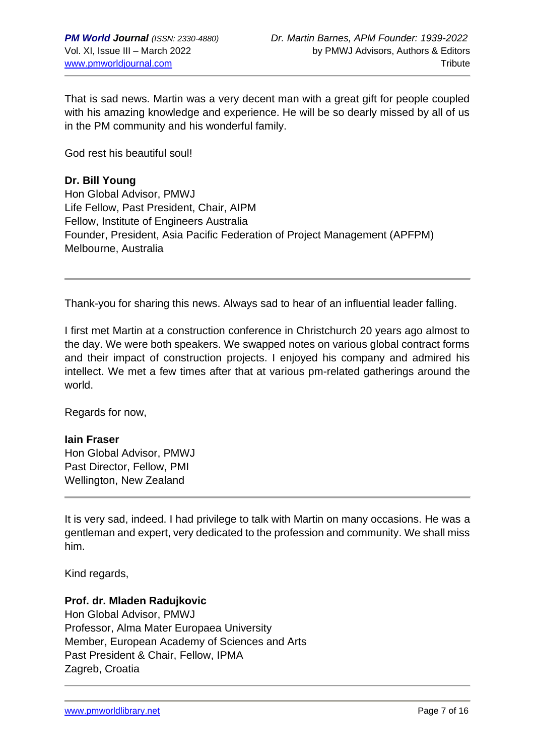That is sad news. Martin was a very decent man with a great gift for people coupled with his amazing knowledge and experience. He will be so dearly missed by all of us in the PM community and his wonderful family.

God rest his beautiful soul!

**Dr. Bill Young**
Hon Global Advisor, PMWJ
Life Fellow, Past President, Chair, AIPM
Fellow, Institute of Engineers Australia
Founder, President, Asia Pacific Federation of Project Management (APFPM)
Melbourne, Australia

---

Thank-you for sharing this news. Always sad to hear of an influential leader falling.

I first met Martin at a construction conference in Christchurch 20 years ago almost to the day. We were both speakers. We swapped notes on various global contract forms and their impact of construction projects. I enjoyed his company and admired his intellect. We met a few times after that at various pm-related gatherings around the world.

Regards for now,

**Iain Fraser**
Hon Global Advisor, PMWJ
Past Director, Fellow, PMI
Wellington, New Zealand

---

It is very sad, indeed. I had privilege to talk with Martin on many occasions. He was a gentleman and expert, very dedicated to the profession and community. We shall miss him.

Kind regards,

**Prof. dr. Mladen Radujkovic**
Hon Global Advisor, PMWJ
Professor, Alma Mater Europaea University
Member, European Academy of Sciences and Arts
Past President & Chair, Fellow, IPMA
Zagreb, Croatia

---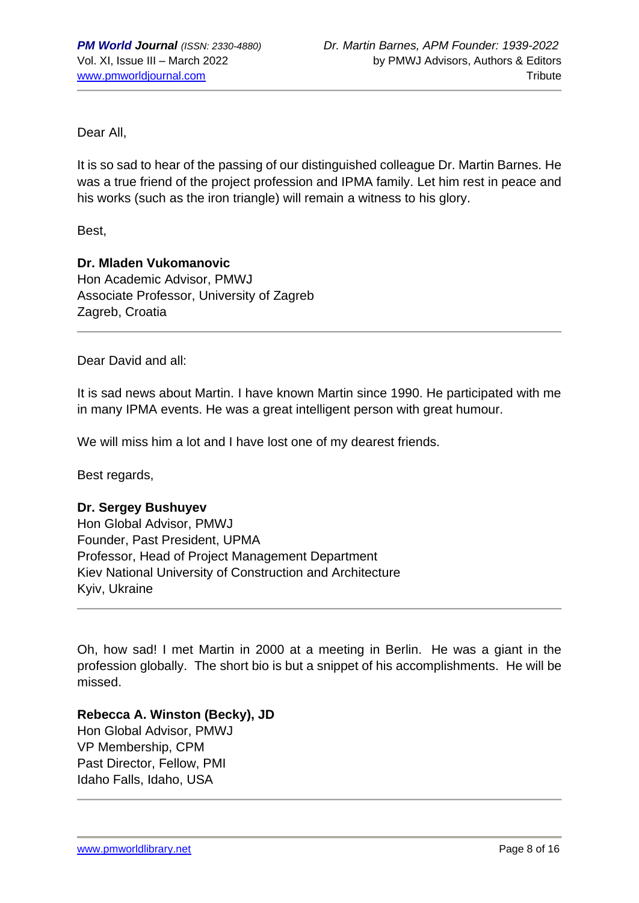Dear All,

It is so sad to hear of the passing of our distinguished colleague Dr. Martin Barnes. He was a true friend of the project profession and IPMA family. Let him rest in peace and his works (such as the iron triangle) will remain a witness to his glory.

Best,

**Dr. Mladen Vukomanovic**
Hon Academic Advisor, PMWJ
Associate Professor, University of Zagreb
Zagreb, Croatia

---

Dear David and all:

It is sad news about Martin. I have known Martin since 1990. He participated with me in many IPMA events. He was a great intelligent person with great humour.

We will miss him a lot and I have lost one of my dearest friends.

Best regards,

**Dr. Sergey Bushuyev**
Hon Global Advisor, PMWJ
Founder, Past President, UPMA
Professor, Head of Project Management Department
Kiev National University of Construction and Architecture
Kyiv, Ukraine

---

Oh, how sad! I met Martin in 2000 at a meeting in Berlin. He was a giant in the profession globally. The short bio is but a snippet of his accomplishments. He will be missed.

**Rebecca A. Winston (Becky), JD**
Hon Global Advisor, PMWJ
VP Membership, CPM
Past Director, Fellow, PMI
Idaho Falls, Idaho, USA

---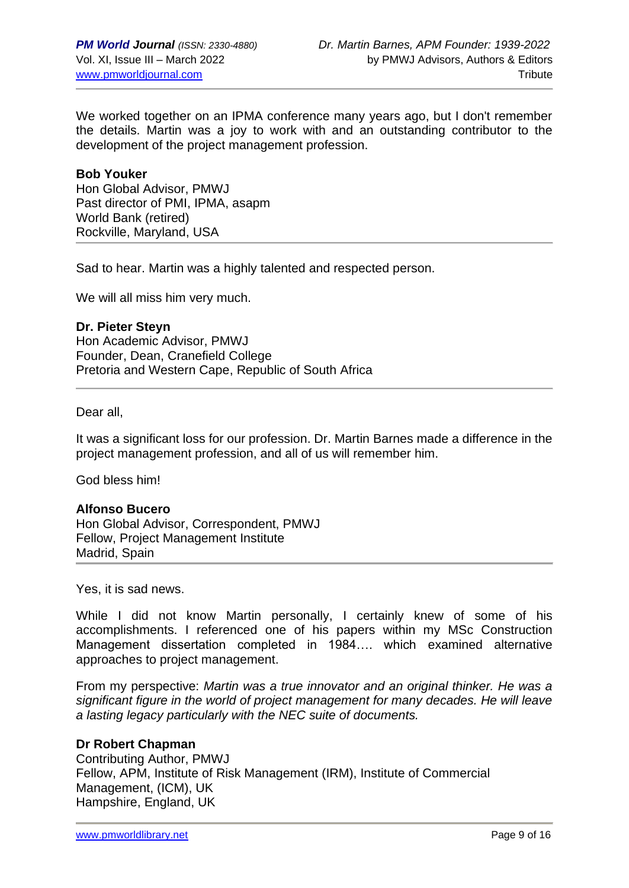We worked together on an IPMA conference many years ago, but I don't remember the details. Martin was a joy to work with and an outstanding contributor to the development of the project management profession.

**Bob Youker**
Hon Global Advisor, PMWJ
Past director of PMI, IPMA, asapm
World Bank (retired)
Rockville, Maryland, USA

---

Sad to hear. Martin was a highly talented and respected person.

We will all miss him very much.

**Dr. Pieter Steyn**
Hon Academic Advisor, PMWJ
Founder, Dean, Cranefield College
Pretoria and Western Cape, Republic of South Africa

---

Dear all,

It was a significant loss for our profession. Dr. Martin Barnes made a difference in the project management profession, and all of us will remember him.

God bless him!

**Alfonso Bucero**
Hon Global Advisor, Correspondent, PMWJ
Fellow, Project Management Institute
Madrid, Spain

---

Yes, it is sad news.

While I did not know Martin personally, I certainly knew of some of his accomplishments. I referenced one of his papers within my MSc Construction Management dissertation completed in 1984…. which examined alternative approaches to project management.

From my perspective: *Martin was a true innovator and an original thinker. He was a significant figure in the world of project management for many decades. He will leave a lasting legacy particularly with the NEC suite of documents.*

**Dr Robert Chapman**
Contributing Author, PMWJ
Fellow, APM, Institute of Risk Management (IRM), Institute of Commercial Management, (ICM), UK
Hampshire, England, UK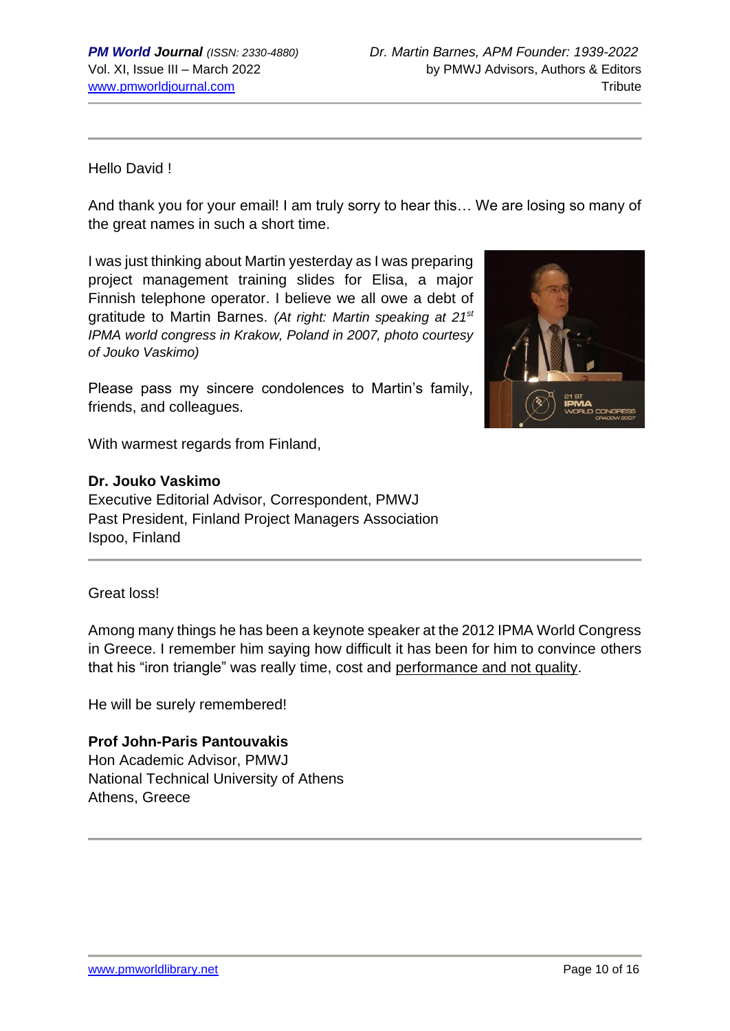Hello David !

And thank you for your email! I am truly sorry to hear this… We are losing so many of the great names in such a short time.

I was just thinking about Martin yesterday as I was preparing project management training slides for Elisa, a major Finnish telephone operator. I believe we all owe a debt of gratitude to Martin Barnes. *(At right: Martin speaking at 21st IPMA world congress in Krakow, Poland in 2007, photo courtesy of Jouko Vaskimo)*

Please pass my sincere condolences to Martin's family, friends, and colleagues.

With warmest regards from Finland,

**Dr. Jouko Vaskimo**
Executive Editorial Advisor, Correspondent, PMWJ
Past President, Finland Project Managers Association
Ispoo, Finland

---

Great loss!

Among many things he has been a keynote speaker at the 2012 IPMA World Congress in Greece. I remember him saying how difficult it has been for him to convince others that his "iron triangle" was really time, cost and performance and not quality.

He will be surely remembered!

**Prof John-Paris Pantouvakis**
Hon Academic Advisor, PMWJ
National Technical University of Athens
Athens, Greece

---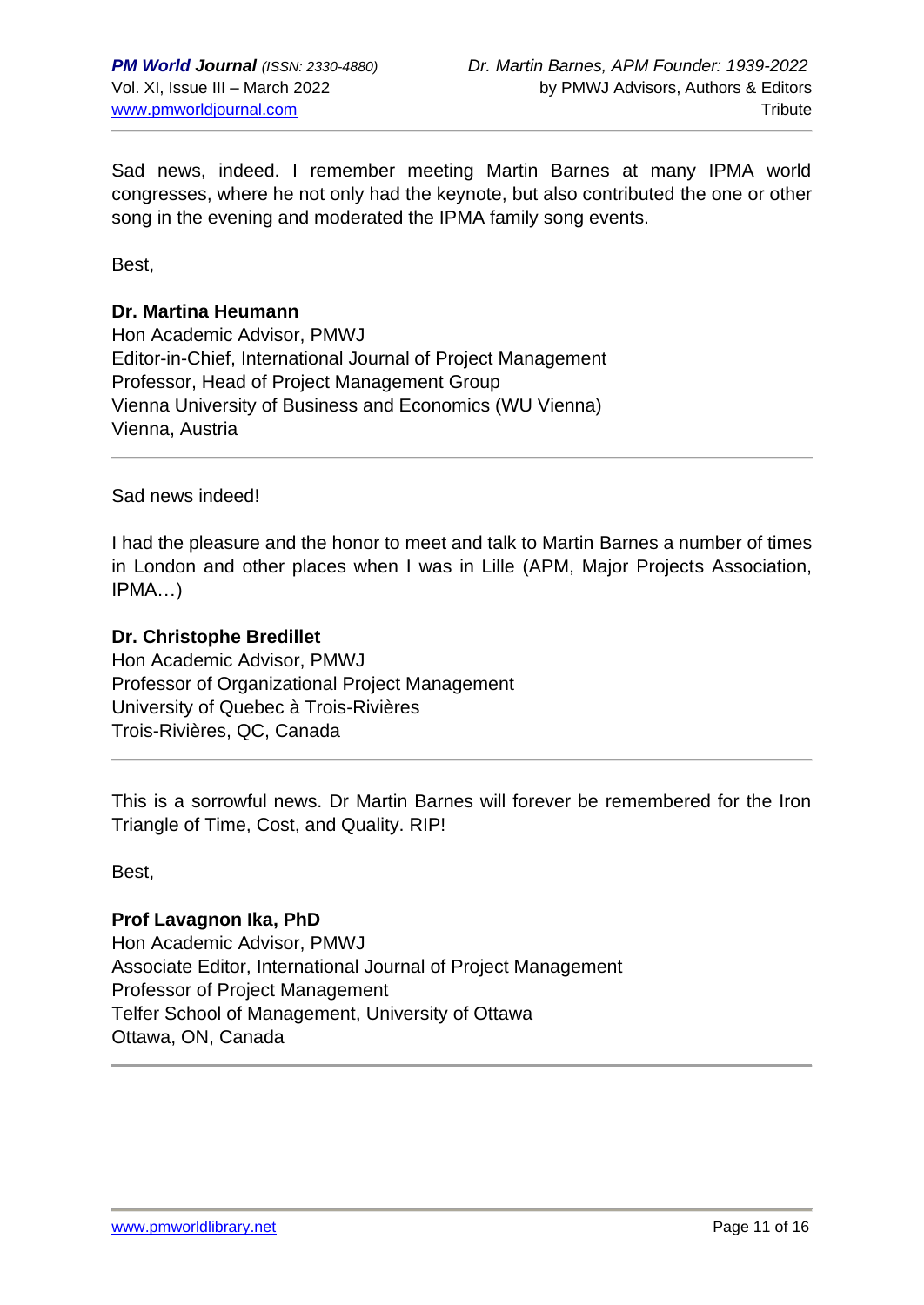Sad news, indeed. I remember meeting Martin Barnes at many IPMA world congresses, where he not only had the keynote, but also contributed the one or other song in the evening and moderated the IPMA family song events.

Best,

**Dr. Martina Heumann**
Hon Academic Advisor, PMWJ
Editor-in-Chief, International Journal of Project Management
Professor, Head of Project Management Group
Vienna University of Business and Economics (WU Vienna)
Vienna, Austria

---

Sad news indeed!

I had the pleasure and the honor to meet and talk to Martin Barnes a number of times in London and other places when I was in Lille (APM, Major Projects Association, IPMA…)

**Dr. Christophe Bredillet**
Hon Academic Advisor, PMWJ
Professor of Organizational Project Management
University of Quebec à Trois-Rivières
Trois-Rivières, QC, Canada

---

This is a sorrowful news. Dr Martin Barnes will forever be remembered for the Iron Triangle of Time, Cost, and Quality. RIP!

Best,

**Prof Lavagnon Ika, PhD**
Hon Academic Advisor, PMWJ
Associate Editor, International Journal of Project Management
Professor of Project Management
Telfer School of Management, University of Ottawa
Ottawa, ON, Canada

---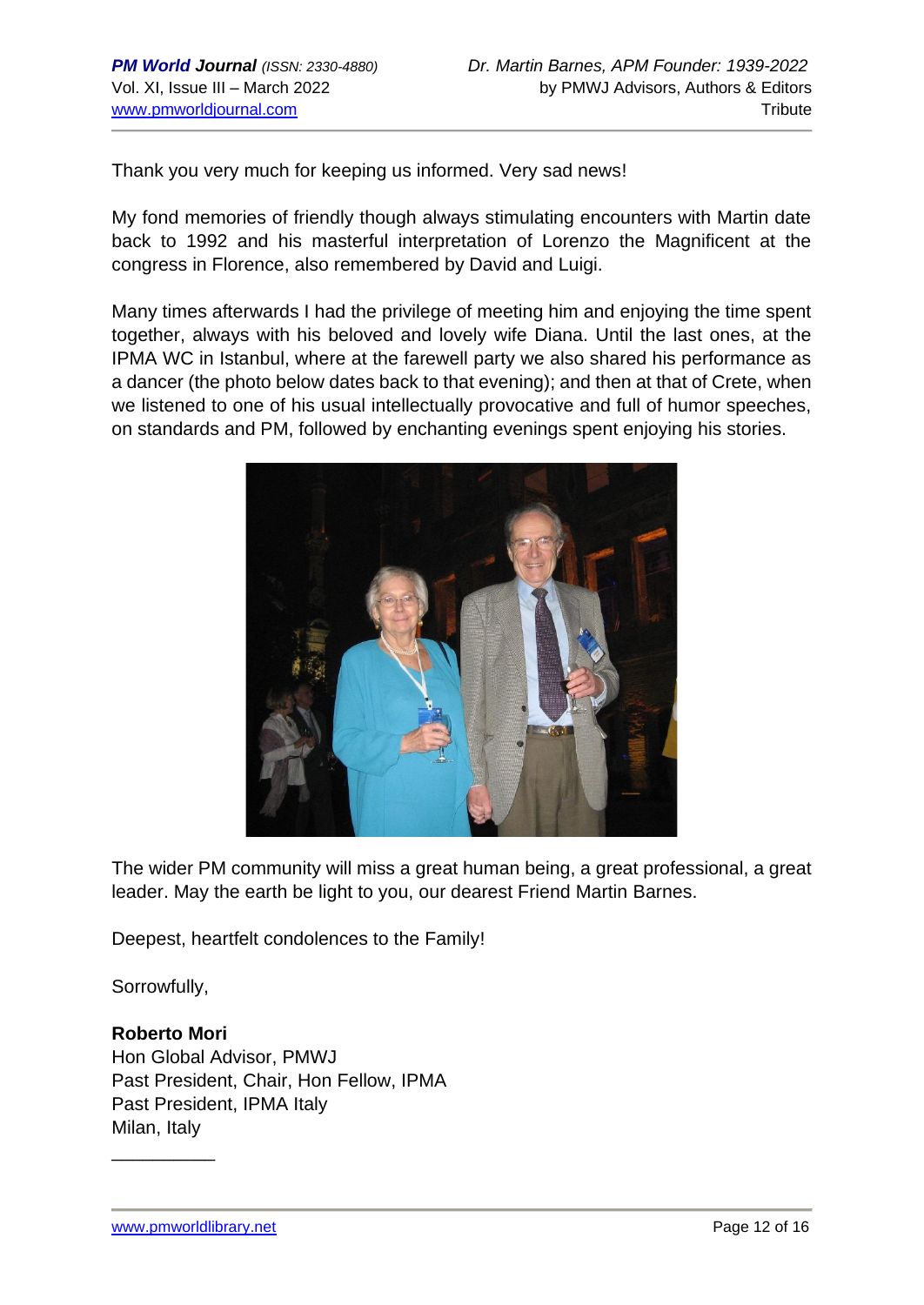Thank you very much for keeping us informed. Very sad news!

My fond memories of friendly though always stimulating encounters with Martin date back to 1992 and his masterful interpretation of Lorenzo the Magnificent at the congress in Florence, also remembered by David and Luigi.

Many times afterwards I had the privilege of meeting him and enjoying the time spent together, always with his beloved and lovely wife Diana. Until the last ones, at the IPMA WC in Istanbul, where at the farewell party we also shared his performance as a dancer (the photo below dates back to that evening); and then at that of Crete, when we listened to one of his usual intellectually provocative and full of humor speeches, on standards and PM, followed by enchanting evenings spent enjoying his stories.

The wider PM community will miss a great human being, a great professional, a great leader. May the earth be light to you, our dearest Friend Martin Barnes.

Deepest, heartfelt condolences to the Family!

Sorrowfully,

**Roberto Mori**
Hon Global Advisor, PMWJ
Past President, Chair, Hon Fellow, IPMA
Past President, IPMA Italy
Milan, Italy

__________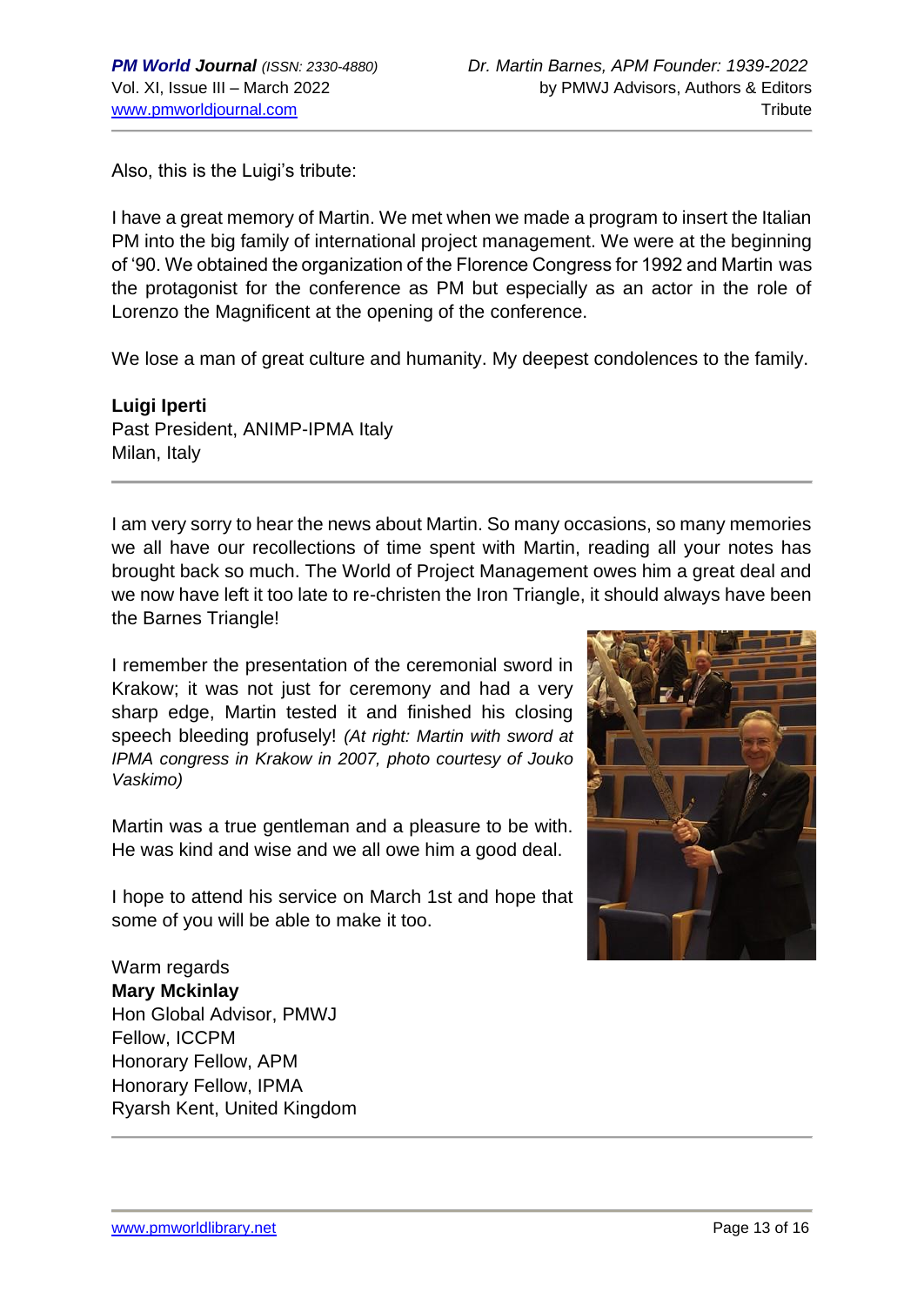Also, this is the Luigi's tribute:

I have a great memory of Martin. We met when we made a program to insert the Italian PM into the big family of international project management. We were at the beginning of '90. We obtained the organization of the Florence Congress for 1992 and Martin was the protagonist for the conference as PM but especially as an actor in the role of Lorenzo the Magnificent at the opening of the conference.

We lose a man of great culture and humanity. My deepest condolences to the family.

**Luigi Iperti**
Past President, ANIMP-IPMA Italy
Milan, Italy

---

I am very sorry to hear the news about Martin. So many occasions, so many memories we all have our recollections of time spent with Martin, reading all your notes has brought back so much. The World of Project Management owes him a great deal and we now have left it too late to re-christen the Iron Triangle, it should always have been the Barnes Triangle!

I remember the presentation of the ceremonial sword in Krakow; it was not just for ceremony and had a very sharp edge, Martin tested it and finished his closing speech bleeding profusely! *(At right: Martin with sword at IPMA congress in Krakow in 2007, photo courtesy of Jouko Vaskimo)*

Martin was a true gentleman and a pleasure to be with. He was kind and wise and we all owe him a good deal.

I hope to attend his service on March 1st and hope that some of you will be able to make it too.

Warm regards
**Mary Mckinlay**
Hon Global Advisor, PMWJ
Fellow, ICCPM
Honorary Fellow, APM
Honorary Fellow, IPMA
Ryarsh Kent, United Kingdom

---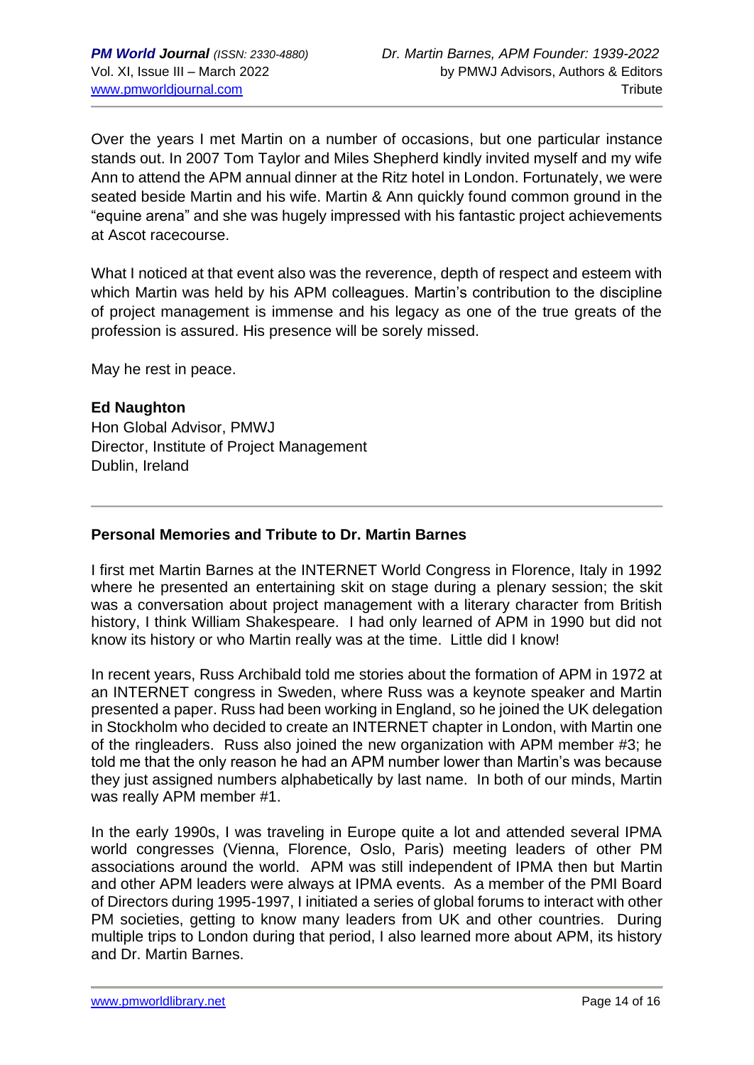Over the years I met Martin on a number of occasions, but one particular instance stands out. In 2007 Tom Taylor and Miles Shepherd kindly invited myself and my wife Ann to attend the APM annual dinner at the Ritz hotel in London. Fortunately, we were seated beside Martin and his wife. Martin & Ann quickly found common ground in the "equine arena" and she was hugely impressed with his fantastic project achievements at Ascot racecourse.

What I noticed at that event also was the reverence, depth of respect and esteem with which Martin was held by his APM colleagues. Martin's contribution to the discipline of project management is immense and his legacy as one of the true greats of the profession is assured. His presence will be sorely missed.

May he rest in peace.

**Ed Naughton**
Hon Global Advisor, PMWJ
Director, Institute of Project Management
Dublin, Ireland

---

**Personal Memories and Tribute to Dr. Martin Barnes**

I first met Martin Barnes at the INTERNET World Congress in Florence, Italy in 1992 where he presented an entertaining skit on stage during a plenary session; the skit was a conversation about project management with a literary character from British history, I think William Shakespeare. I had only learned of APM in 1990 but did not know its history or who Martin really was at the time. Little did I know!

In recent years, Russ Archibald told me stories about the formation of APM in 1972 at an INTERNET congress in Sweden, where Russ was a keynote speaker and Martin presented a paper. Russ had been working in England, so he joined the UK delegation in Stockholm who decided to create an INTERNET chapter in London, with Martin one of the ringleaders. Russ also joined the new organization with APM member #3; he told me that the only reason he had an APM number lower than Martin's was because they just assigned numbers alphabetically by last name. In both of our minds, Martin was really APM member #1.

In the early 1990s, I was traveling in Europe quite a lot and attended several IPMA world congresses (Vienna, Florence, Oslo, Paris) meeting leaders of other PM associations around the world. APM was still independent of IPMA then but Martin and other APM leaders were always at IPMA events. As a member of the PMI Board of Directors during 1995-1997, I initiated a series of global forums to interact with other PM societies, getting to know many leaders from UK and other countries. During multiple trips to London during that period, I also learned more about APM, its history and Dr. Martin Barnes.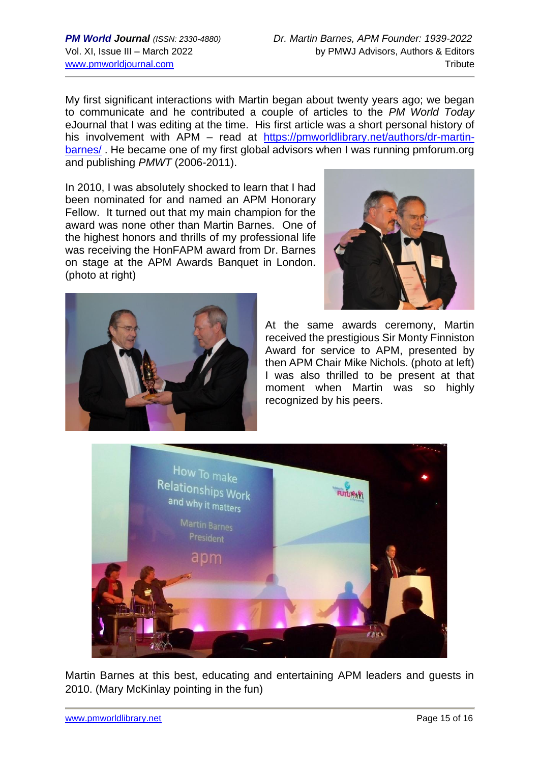My first significant interactions with Martin began about twenty years ago; we began to communicate and he contributed a couple of articles to the *PM World Today* eJournal that I was editing at the time. His first article was a short personal history of his involvement with APM – read at https://pmworldlibrary.net/authors/dr-martin-barnes/ . He became one of my first global advisors when I was running pmforum.org and publishing *PMWT* (2006-2011).

In 2010, I was absolutely shocked to learn that I had been nominated for and named an APM Honorary Fellow. It turned out that my main champion for the award was none other than Martin Barnes. One of the highest honors and thrills of my professional life was receiving the HonFAPM award from Dr. Barnes on stage at the APM Awards Banquet in London. (photo at right)

At the same awards ceremony, Martin received the prestigious Sir Monty Finniston Award for service to APM, presented by then APM Chair Mike Nichols. (photo at left) I was also thrilled to be present at that moment when Martin was so highly recognized by his peers.

Martin Barnes at this best, educating and entertaining APM leaders and guests in 2010. (Mary McKinlay pointing in the fun)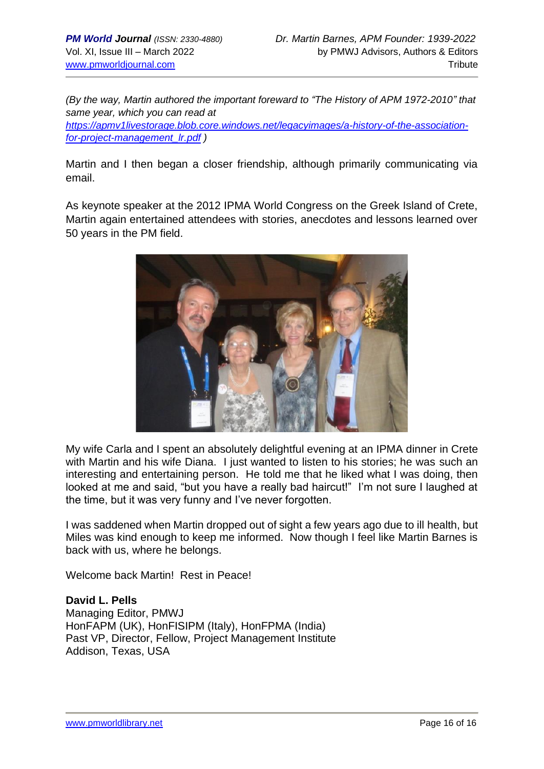*(By the way, Martin authored the important foreward to "The History of APM 1972-2010" that same year, which you can read at [https://apmv1livestorage.blob.core.windows.net/legacyimages/a-history-of-the-association-for-project-management_lr.pdf](https://apmv1livestorage.blob.core.windows.net/legacyimages/a-history-of-the-association-for-project-management_lr.pdf) )*

Martin and I then began a closer friendship, although primarily communicating via email.

As keynote speaker at the 2012 IPMA World Congress on the Greek Island of Crete, Martin again entertained attendees with stories, anecdotes and lessons learned over 50 years in the PM field.

My wife Carla and I spent an absolutely delightful evening at an IPMA dinner in Crete with Martin and his wife Diana. I just wanted to listen to his stories; he was such an interesting and entertaining person. He told me that he liked what I was doing, then looked at me and said, "but you have a really bad haircut!" I'm not sure I laughed at the time, but it was very funny and I've never forgotten.

I was saddened when Martin dropped out of sight a few years ago due to ill health, but Miles was kind enough to keep me informed. Now though I feel like Martin Barnes is back with us, where he belongs.

Welcome back Martin! Rest in Peace!

**David L. Pells**
Managing Editor, PMWJ
HonFAPM (UK), HonFISIPM (Italy), HonFPMA (India)
Past VP, Director, Fellow, Project Management Institute
Addison, Texas, USA